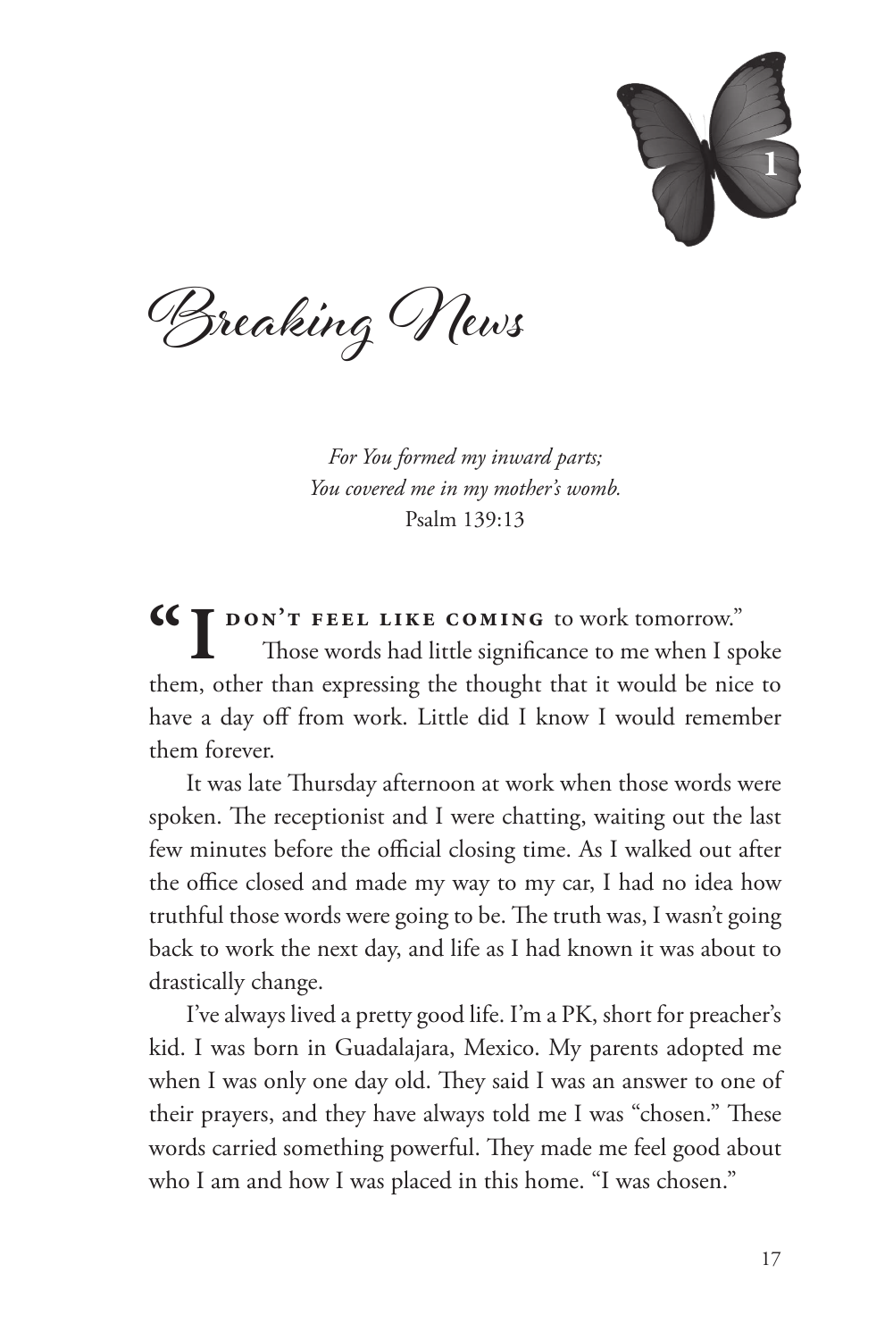# 1

# Breaking News

*For You formed my inward parts;*
*You covered me in my mother's womb.*
Psalm 139:13

"I DON'T FEEL LIKE COMING to work tomorrow."

Those words had little significance to me when I spoke them, other than expressing the thought that it would be nice to have a day off from work. Little did I know I would remember them forever.

It was late Thursday afternoon at work when those words were spoken. The receptionist and I were chatting, waiting out the last few minutes before the official closing time. As I walked out after the office closed and made my way to my car, I had no idea how truthful those words were going to be. The truth was, I wasn't going back to work the next day, and life as I had known it was about to drastically change.

I've always lived a pretty good life. I'm a PK, short for preacher's kid. I was born in Guadalajara, Mexico. My parents adopted me when I was only one day old. They said I was an answer to one of their prayers, and they have always told me I was "chosen." These words carried something powerful. They made me feel good about who I am and how I was placed in this home. "I was chosen."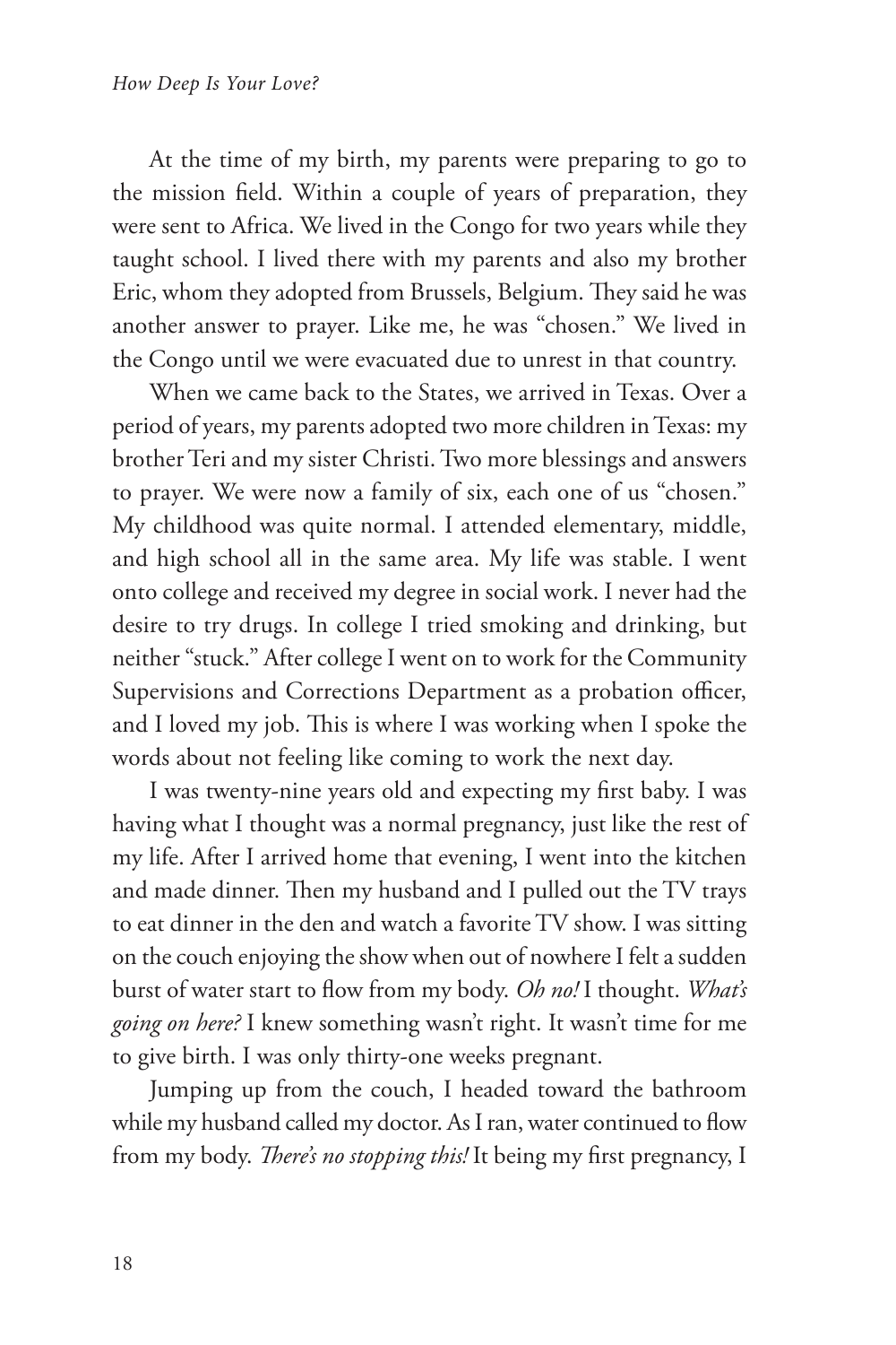At the time of my birth, my parents were preparing to go to the mission field. Within a couple of years of preparation, they were sent to Africa. We lived in the Congo for two years while they taught school. I lived there with my parents and also my brother Eric, whom they adopted from Brussels, Belgium. They said he was another answer to prayer. Like me, he was "chosen." We lived in the Congo until we were evacuated due to unrest in that country.

When we came back to the States, we arrived in Texas. Over a period of years, my parents adopted two more children in Texas: my brother Teri and my sister Christi. Two more blessings and answers to prayer. We were now a family of six, each one of us "chosen." My childhood was quite normal. I attended elementary, middle, and high school all in the same area. My life was stable. I went onto college and received my degree in social work. I never had the desire to try drugs. In college I tried smoking and drinking, but neither "stuck." After college I went on to work for the Community Supervisions and Corrections Department as a probation officer, and I loved my job. This is where I was working when I spoke the words about not feeling like coming to work the next day.

I was twenty-nine years old and expecting my first baby. I was having what I thought was a normal pregnancy, just like the rest of my life. After I arrived home that evening, I went into the kitchen and made dinner. Then my husband and I pulled out the TV trays to eat dinner in the den and watch a favorite TV show. I was sitting on the couch enjoying the show when out of nowhere I felt a sudden burst of water start to flow from my body. *Oh no!* I thought. *What's going on here?* I knew something wasn't right. It wasn't time for me to give birth. I was only thirty-one weeks pregnant.

Jumping up from the couch, I headed toward the bathroom while my husband called my doctor. As I ran, water continued to flow from my body. *There's no stopping this!* It being my first pregnancy, I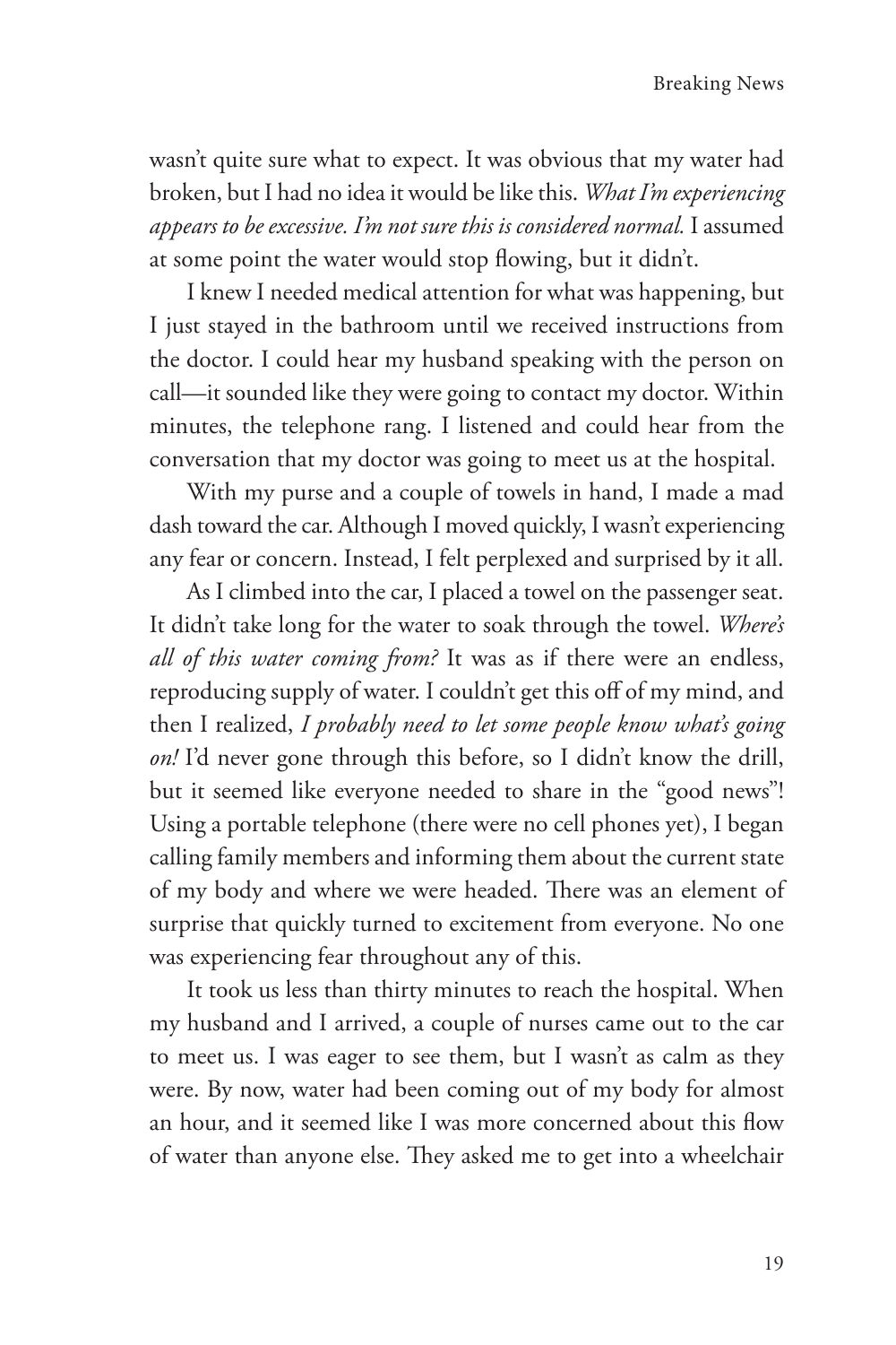wasn't quite sure what to expect. It was obvious that my water had broken, but I had no idea it would be like this. *What I'm experiencing appears to be excessive. I'm not sure this is considered normal.* I assumed at some point the water would stop flowing, but it didn't.

I knew I needed medical attention for what was happening, but I just stayed in the bathroom until we received instructions from the doctor. I could hear my husband speaking with the person on call—it sounded like they were going to contact my doctor. Within minutes, the telephone rang. I listened and could hear from the conversation that my doctor was going to meet us at the hospital.

With my purse and a couple of towels in hand, I made a mad dash toward the car. Although I moved quickly, I wasn't experiencing any fear or concern. Instead, I felt perplexed and surprised by it all.

As I climbed into the car, I placed a towel on the passenger seat. It didn't take long for the water to soak through the towel. *Where's all of this water coming from?* It was as if there were an endless, reproducing supply of water. I couldn't get this off of my mind, and then I realized, *I probably need to let some people know what's going on!* I'd never gone through this before, so I didn't know the drill, but it seemed like everyone needed to share in the "good news"! Using a portable telephone (there were no cell phones yet), I began calling family members and informing them about the current state of my body and where we were headed. There was an element of surprise that quickly turned to excitement from everyone. No one was experiencing fear throughout any of this.

It took us less than thirty minutes to reach the hospital. When my husband and I arrived, a couple of nurses came out to the car to meet us. I was eager to see them, but I wasn't as calm as they were. By now, water had been coming out of my body for almost an hour, and it seemed like I was more concerned about this flow of water than anyone else. They asked me to get into a wheelchair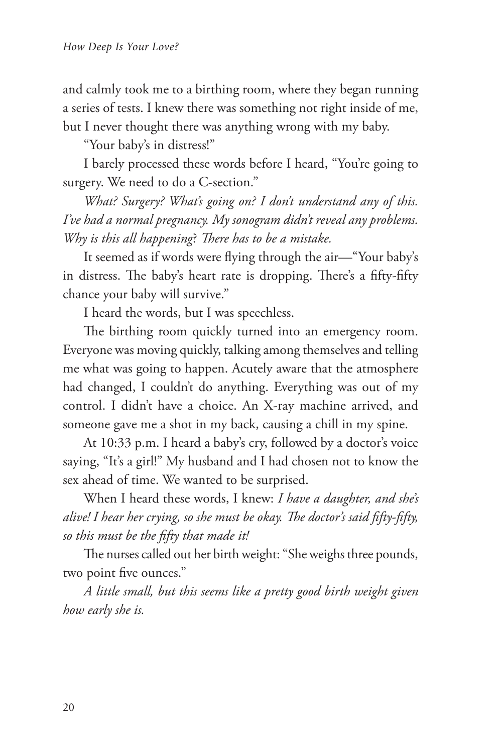and calmly took me to a birthing room, where they began running a series of tests. I knew there was something not right inside of me, but I never thought there was anything wrong with my baby.

"Your baby's in distress!"

I barely processed these words before I heard, "You're going to surgery. We need to do a C-section."

*What? Surgery? What's going on? I don't understand any of this. I've had a normal pregnancy. My sonogram didn't reveal any problems. Why is this all happening? There has to be a mistake.*

It seemed as if words were flying through the air—"Your baby's in distress. The baby's heart rate is dropping. There's a fifty-fifty chance your baby will survive."

I heard the words, but I was speechless.

The birthing room quickly turned into an emergency room. Everyone was moving quickly, talking among themselves and telling me what was going to happen. Acutely aware that the atmosphere had changed, I couldn't do anything. Everything was out of my control. I didn't have a choice. An X-ray machine arrived, and someone gave me a shot in my back, causing a chill in my spine.

At 10:33 p.m. I heard a baby's cry, followed by a doctor's voice saying, "It's a girl!" My husband and I had chosen not to know the sex ahead of time. We wanted to be surprised.

When I heard these words, I knew: *I have a daughter, and she's alive! I hear her crying, so she must be okay. The doctor's said fifty-fifty, so this must be the fifty that made it!*

The nurses called out her birth weight: "She weighs three pounds, two point five ounces."

*A little small, but this seems like a pretty good birth weight given how early she is.*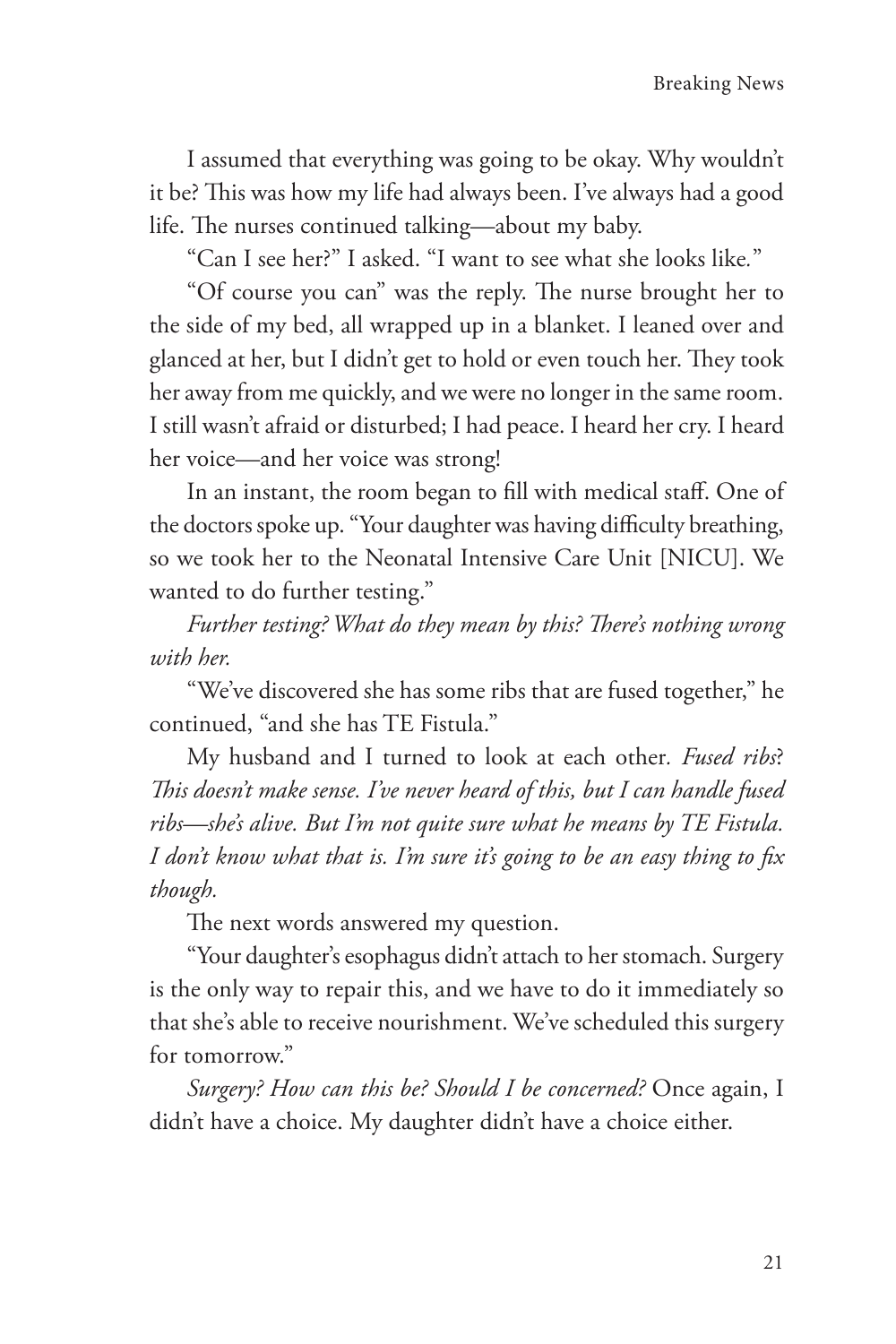I assumed that everything was going to be okay. Why wouldn't it be? This was how my life had always been. I've always had a good life. The nurses continued talking—about my baby.

"Can I see her?" I asked. "I want to see what she looks like."

"Of course you can" was the reply. The nurse brought her to the side of my bed, all wrapped up in a blanket. I leaned over and glanced at her, but I didn't get to hold or even touch her. They took her away from me quickly, and we were no longer in the same room. I still wasn't afraid or disturbed; I had peace. I heard her cry. I heard her voice—and her voice was strong!

In an instant, the room began to fill with medical staff. One of the doctors spoke up. "Your daughter was having difficulty breathing, so we took her to the Neonatal Intensive Care Unit [NICU]. We wanted to do further testing."

*Further testing? What do they mean by this? There's nothing wrong with her.*

"We've discovered she has some ribs that are fused together," he continued, "and she has TE Fistula."

My husband and I turned to look at each other. *Fused ribs? This doesn't make sense. I've never heard of this, but I can handle fused ribs—she's alive. But I'm not quite sure what he means by TE Fistula. I don't know what that is. I'm sure it's going to be an easy thing to fix though.*

The next words answered my question.

"Your daughter's esophagus didn't attach to her stomach. Surgery is the only way to repair this, and we have to do it immediately so that she's able to receive nourishment. We've scheduled this surgery for tomorrow."

*Surgery? How can this be? Should I be concerned?* Once again, I didn't have a choice. My daughter didn't have a choice either.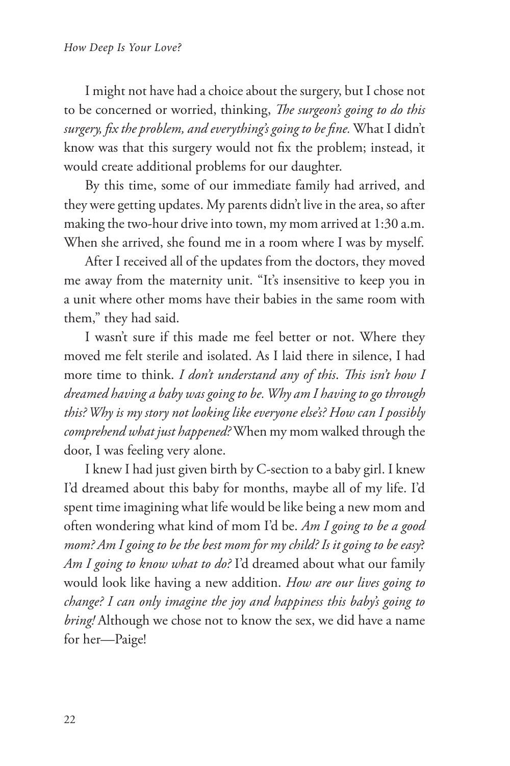I might not have had a choice about the surgery, but I chose not to be concerned or worried, thinking, *The surgeon's going to do this surgery, fix the problem, and everything's going to be fine.* What I didn't know was that this surgery would not fix the problem; instead, it would create additional problems for our daughter.

By this time, some of our immediate family had arrived, and they were getting updates. My parents didn't live in the area, so after making the two-hour drive into town, my mom arrived at 1:30 a.m. When she arrived, she found me in a room where I was by myself.

After I received all of the updates from the doctors, they moved me away from the maternity unit. "It's insensitive to keep you in a unit where other moms have their babies in the same room with them," they had said.

I wasn't sure if this made me feel better or not. Where they moved me felt sterile and isolated. As I laid there in silence, I had more time to think. *I don't understand any of this. This isn't how I dreamed having a baby was going to be. Why am I having to go through this? Why is my story not looking like everyone else's? How can I possibly comprehend what just happened?* When my mom walked through the door, I was feeling very alone.

I knew I had just given birth by C-section to a baby girl. I knew I'd dreamed about this baby for months, maybe all of my life. I'd spent time imagining what life would be like being a new mom and often wondering what kind of mom I'd be. *Am I going to be a good mom? Am I going to be the best mom for my child? Is it going to be easy*? *Am I going to know what to do?* I'd dreamed about what our family would look like having a new addition. *How are our lives going to change? I can only imagine the joy and happiness this baby's going to bring!* Although we chose not to know the sex, we did have a name for her—Paige!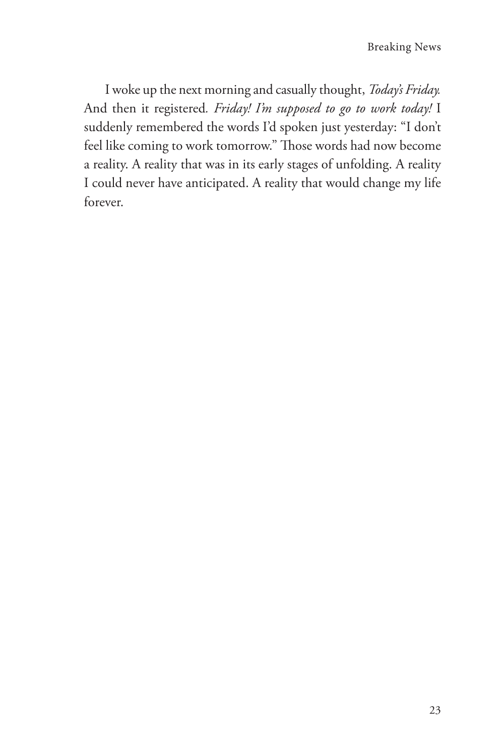I woke up the next morning and casually thought, *Today's Friday.* And then it registered. *Friday! I'm supposed to go to work today!* I suddenly remembered the words I'd spoken just yesterday: "I don't feel like coming to work tomorrow." Those words had now become a reality. A reality that was in its early stages of unfolding. A reality I could never have anticipated. A reality that would change my life forever.